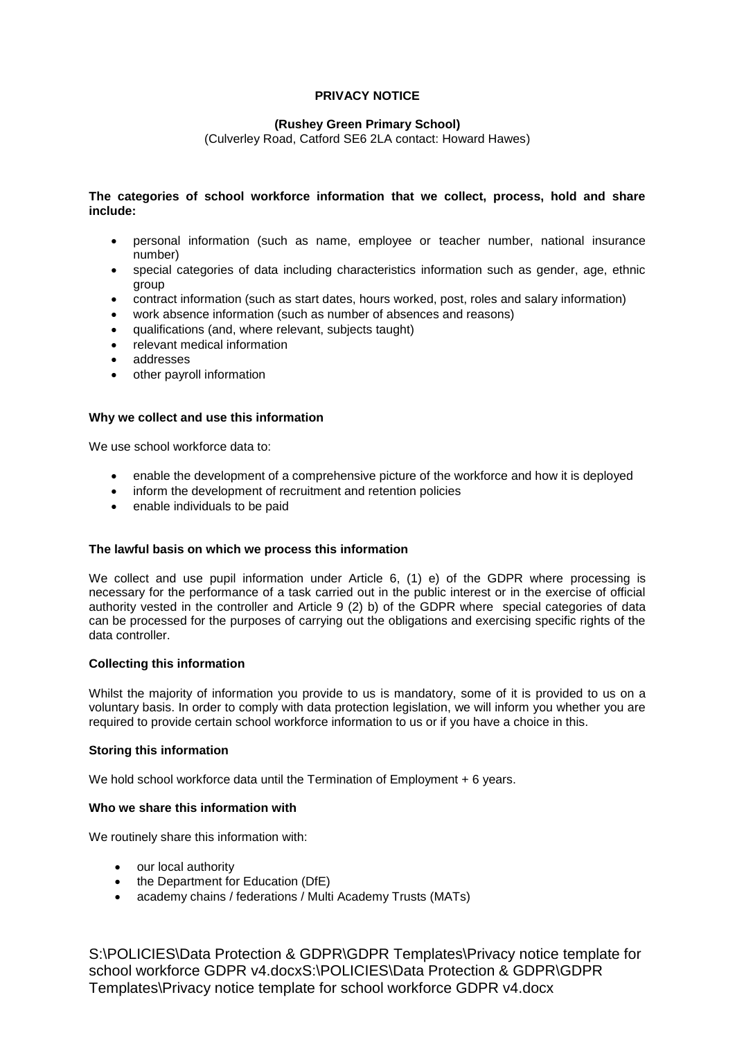# PRIVACY NOTICE

## (Rushey Green Primary School)

(Culverley Road, Catford SE6 2LA contact: Howard Hawes)

**The categories of school workforce information that we collect, process, hold and share include:**

- personal information (such as name, employee or teacher number, national insurance number)
- special categories of data including characteristics information such as gender, age, ethnic group
- contract information (such as start dates, hours worked, post, roles and salary information)
- work absence information (such as number of absences and reasons)
- qualifications (and, where relevant, subjects taught)
- relevant medical information
- addresses
- other payroll information

**Why we collect and use this information**

We use school workforce data to:

- enable the development of a comprehensive picture of the workforce and how it is deployed
- inform the development of recruitment and retention policies
- enable individuals to be paid

**The lawful basis on which we process this information**

We collect and use pupil information under Article 6, (1) e) of the GDPR where processing is necessary for the performance of a task carried out in the public interest or in the exercise of official authority vested in the controller and Article 9 (2) b) of the GDPR where special categories of data can be processed for the purposes of carrying out the obligations and exercising specific rights of the data controller.

**Collecting this information**

Whilst the majority of information you provide to us is mandatory, some of it is provided to us on a voluntary basis. In order to comply with data protection legislation, we will inform you whether you are required to provide certain school workforce information to us or if you have a choice in this.

**Storing this information**

We hold school workforce data until the Termination of Employment + 6 years.

**Who we share this information with**

We routinely share this information with:

- our local authority
- the Department for Education (DfE)
- academy chains / federations / Multi Academy Trusts (MATs)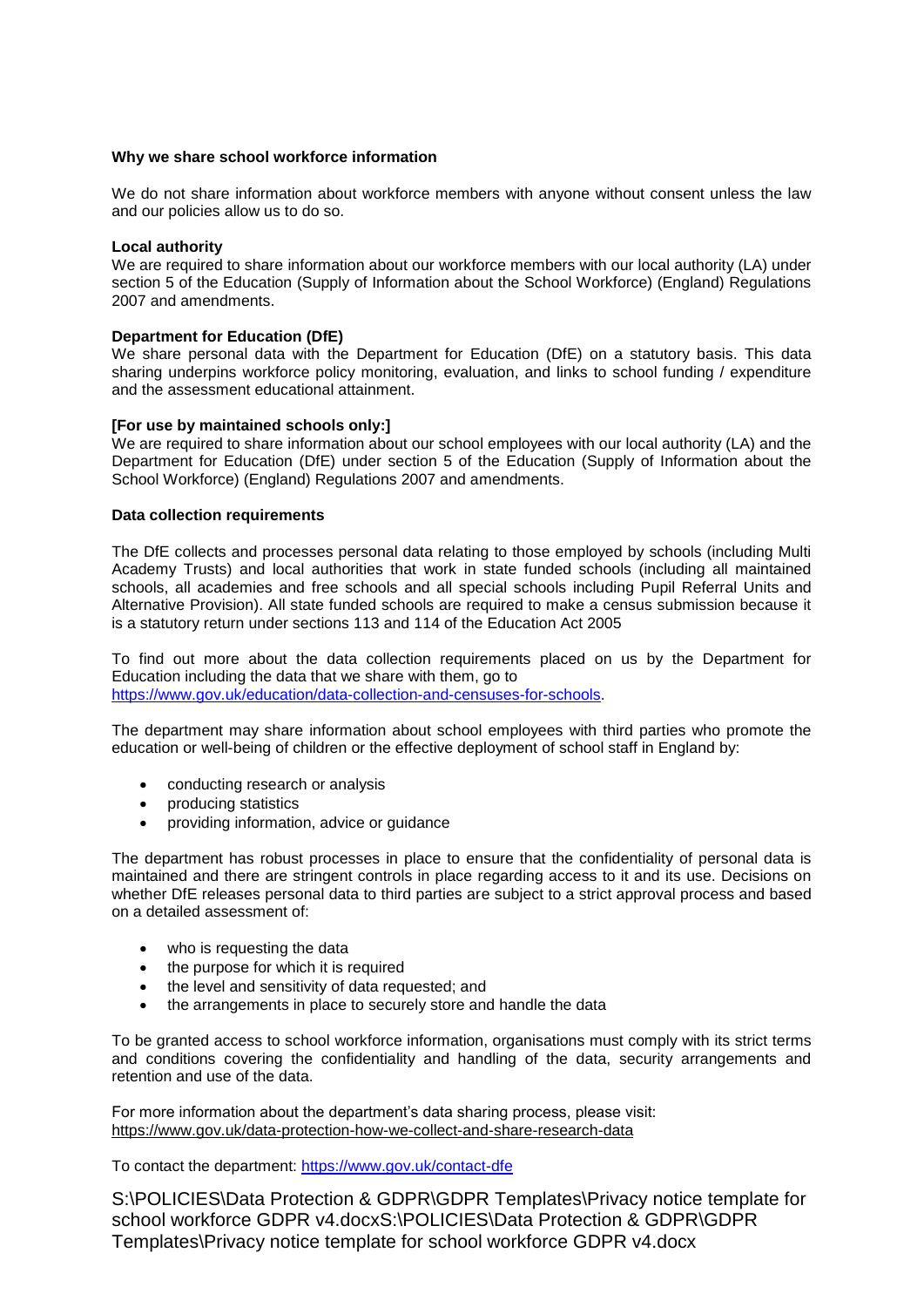**Why we share school workforce information**

We do not share information about workforce members with anyone without consent unless the law and our policies allow us to do so.

**Local authority**

We are required to share information about our workforce members with our local authority (LA) under section 5 of the Education (Supply of Information about the School Workforce) (England) Regulations 2007 and amendments.

**Department for Education (DfE)**

We share personal data with the Department for Education (DfE) on a statutory basis. This data sharing underpins workforce policy monitoring, evaluation, and links to school funding / expenditure and the assessment educational attainment.

**[For use by maintained schools only:]**

We are required to share information about our school employees with our local authority (LA) and the Department for Education (DfE) under section 5 of the Education (Supply of Information about the School Workforce) (England) Regulations 2007 and amendments.

**Data collection requirements**

The DfE collects and processes personal data relating to those employed by schools (including Multi Academy Trusts) and local authorities that work in state funded schools (including all maintained schools, all academies and free schools and all special schools including Pupil Referral Units and Alternative Provision). All state funded schools are required to make a census submission because it is a statutory return under sections 113 and 114 of the Education Act 2005

To find out more about the data collection requirements placed on us by the Department for Education including the data that we share with them, go to https://www.gov.uk/education/data-collection-and-censuses-for-schools.

The department may share information about school employees with third parties who promote the education or well-being of children or the effective deployment of school staff in England by:

- conducting research or analysis
- producing statistics
- providing information, advice or guidance

The department has robust processes in place to ensure that the confidentiality of personal data is maintained and there are stringent controls in place regarding access to it and its use. Decisions on whether DfE releases personal data to third parties are subject to a strict approval process and based on a detailed assessment of:

- who is requesting the data
- the purpose for which it is required
- the level and sensitivity of data requested; and
- the arrangements in place to securely store and handle the data

To be granted access to school workforce information, organisations must comply with its strict terms and conditions covering the confidentiality and handling of the data, security arrangements and retention and use of the data.

For more information about the department's data sharing process, please visit: https://www.gov.uk/data-protection-how-we-collect-and-share-research-data

To contact the department: https://www.gov.uk/contact-dfe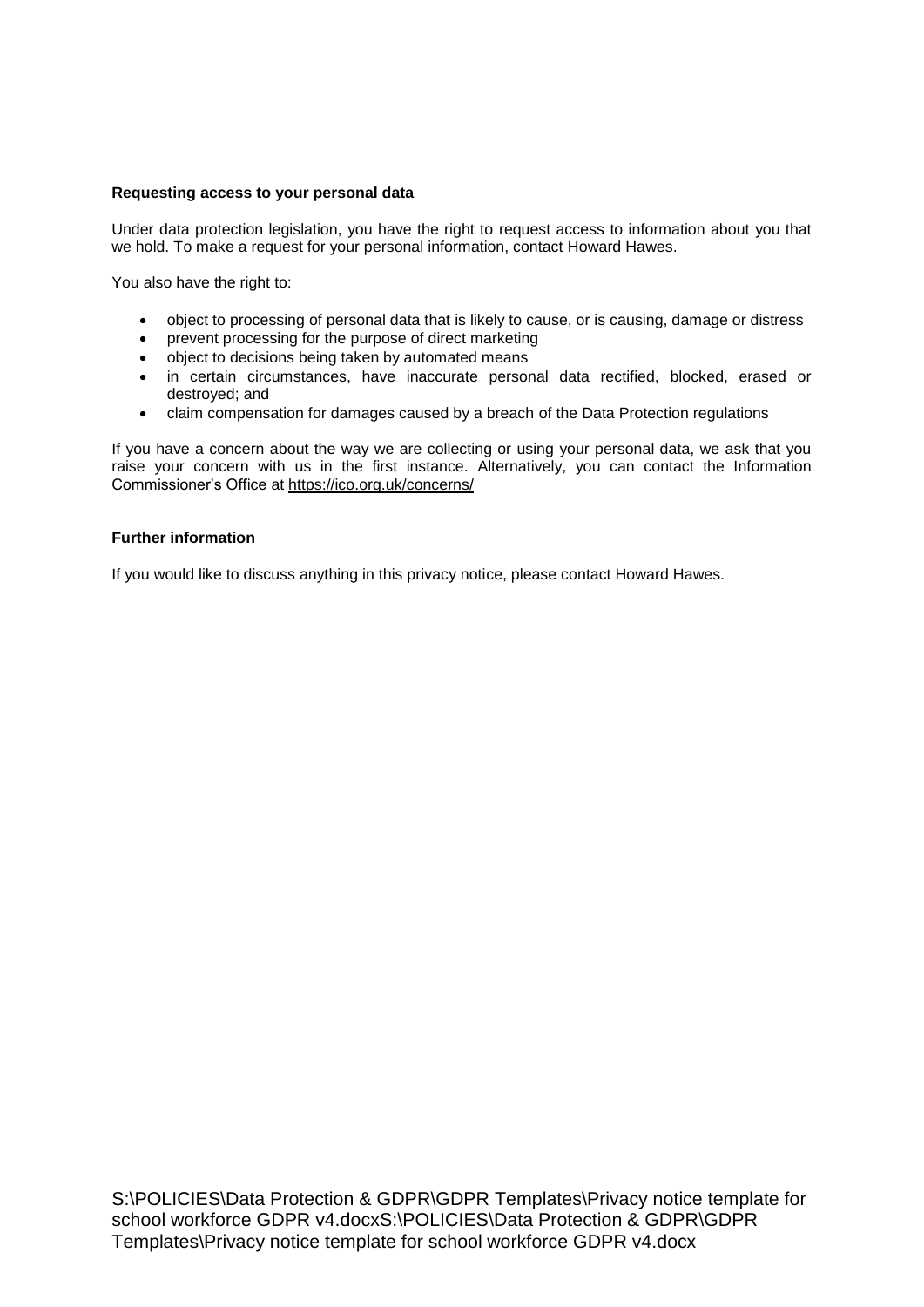**Requesting access to your personal data**

Under data protection legislation, you have the right to request access to information about you that we hold. To make a request for your personal information, contact Howard Hawes.

You also have the right to:

- object to processing of personal data that is likely to cause, or is causing, damage or distress
- prevent processing for the purpose of direct marketing
- object to decisions being taken by automated means
- in certain circumstances, have inaccurate personal data rectified, blocked, erased or destroyed; and
- claim compensation for damages caused by a breach of the Data Protection regulations

If you have a concern about the way we are collecting or using your personal data, we ask that you raise your concern with us in the first instance. Alternatively, you can contact the Information Commissioner's Office at https://ico.org.uk/concerns/

**Further information**

If you would like to discuss anything in this privacy notice, please contact Howard Hawes.